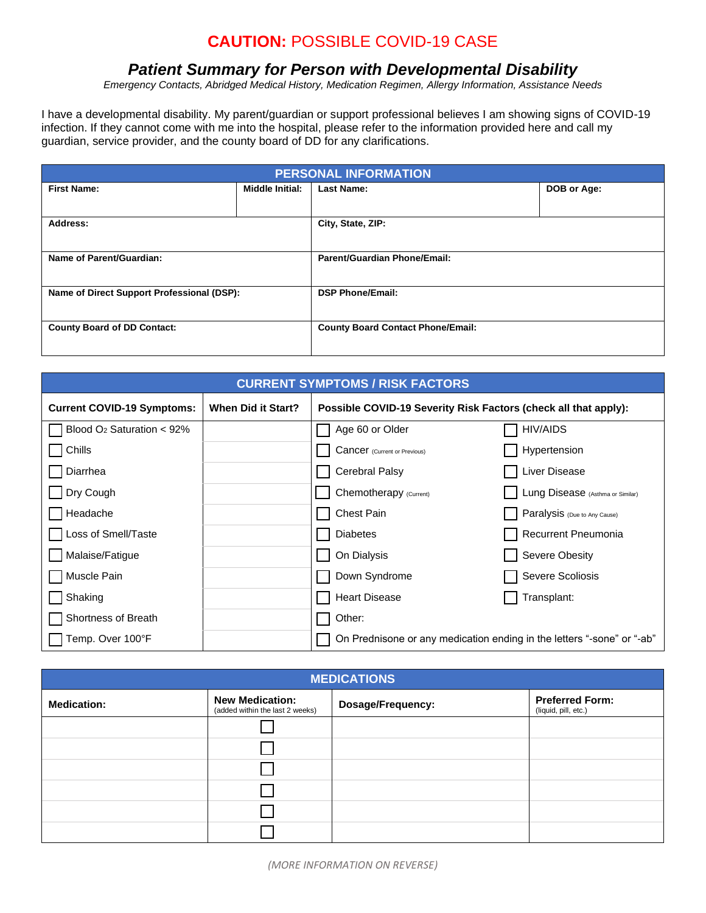# **CAUTION:** POSSIBLE COVID-19 CASE

## *Patient Summary for Person with Developmental Disability*

*Emergency Contacts, Abridged Medical History, Medication Regimen, Allergy Information, Assistance Needs*

I have a developmental disability. My parent/guardian or support professional believes I am showing signs of COVID-19 infection. If they cannot come with me into the hospital, please refer to the information provided here and call my guardian, service provider, and the county board of DD for any clarifications.

| PERSONAL INFORMATION | | | |
|---|---|---|---|
| **First Name:** | **Middle Initial:** | **Last Name:** | **DOB or Age:** |
| **Address:** | | **City, State, ZIP:** | |
| **Name of Parent/Guardian:** | | **Parent/Guardian Phone/Email:** | |
| **Name of Direct Support Professional (DSP):** | | **DSP Phone/Email:** | |
| **County Board of DD Contact:** | | **County Board Contact Phone/Email:** | |

| CURRENT SYMPTOMS / RISK FACTORS | | | |
|---|---|---|---|
| **Current COVID-19 Symptoms:** | **When Did it Start?** | **Possible COVID-19 Severity Risk Factors (check all that apply):** | |
| ☐ Blood $O_2$ Saturation < 92% | | ☐ Age 60 or Older | ☐ HIV/AIDS |
| ☐ Chills | | ☐ Cancer (Current or Previous) | ☐ Hypertension |
| ☐ Diarrhea | | ☐ Cerebral Palsy | ☐ Liver Disease |
| ☐ Dry Cough | | ☐ Chemotherapy (Current) | ☐ Lung Disease (Asthma or Similar) |
| ☐ Headache | | ☐ Chest Pain | ☐ Paralysis (Due to Any Cause) |
| ☐ Loss of Smell/Taste | | ☐ Diabetes | ☐ Recurrent Pneumonia |
| ☐ Malaise/Fatigue | | ☐ On Dialysis | ☐ Severe Obesity |
| ☐ Muscle Pain | | ☐ Down Syndrome | ☐ Severe Scoliosis |
| ☐ Shaking | | ☐ Heart Disease | ☐ Transplant: |
| ☐ Shortness of Breath | | ☐ Other: | |
| ☐ Temp. Over 100°F | | ☐ On Prednisone or any medication ending in the letters "-sone" or "-ab" | |

| MEDICATIONS | | | |
|---|---|---|---|
| **Medication:** | **New Medication:** (added within the last 2 weeks) | **Dosage/Frequency:** | **Preferred Form:** (liquid, pill, etc.) |
| | ☐ | | |
| | ☐ | | |
| | ☐ | | |
| | ☐ | | |
| | ☐ | | |
| | ☐ | | |

*(MORE INFORMATION ON REVERSE)*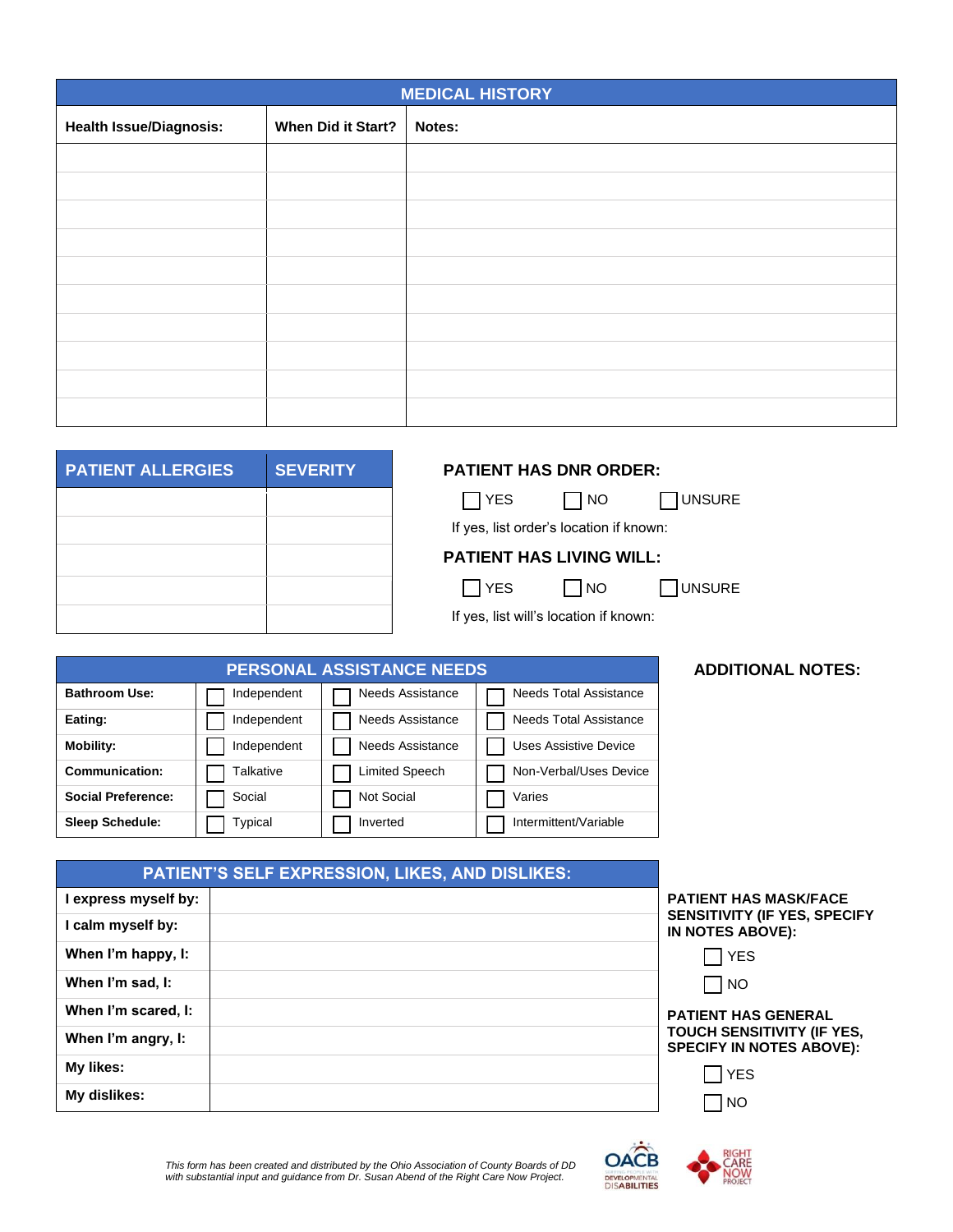| MEDICAL HISTORY | | |
|---|---|---|
| **Health Issue/Diagnosis:** | **When Did it Start?** | **Notes:** |
| | | |
| | | |
| | | |
| | | |
| | | |
| | | |
| | | |
| | | |
| | | |
| | | |

| PATIENT ALLERGIES | SEVERITY |
|---|---|
| | |
| | |
| | |
| | |
| | |

**PATIENT HAS DNR ORDER:**

☐ YES ☐ NO ☐ UNSURE

If yes, list order's location if known:

**PATIENT HAS LIVING WILL:**

☐ YES ☐ NO ☐ UNSURE

If yes, list will's location if known:

| PERSONAL ASSISTANCE NEEDS | | | |
|---|---|---|---|
| **Bathroom Use:** | ☐ Independent | ☐ Needs Assistance | ☐ Needs Total Assistance |
| **Eating:** | ☐ Independent | ☐ Needs Assistance | ☐ Needs Total Assistance |
| **Mobility:** | ☐ Independent | ☐ Needs Assistance | ☐ Uses Assistive Device |
| **Communication:** | ☐ Talkative | ☐ Limited Speech | ☐ Non-Verbal/Uses Device |
| **Social Preference:** | ☐ Social | ☐ Not Social | ☐ Varies |
| **Sleep Schedule:** | ☐ Typical | ☐ Inverted | ☐ Intermittent/Variable |

**ADDITIONAL NOTES:**

| PATIENT'S SELF EXPRESSION, LIKES, AND DISLIKES: | |
|---|---|
| **I express myself by:** | |
| **I calm myself by:** | |
| **When I'm happy, I:** | |
| **When I'm sad, I:** | |
| **When I'm scared, I:** | |
| **When I'm angry, I:** | |
| **My likes:** | |
| **My dislikes:** | |

**PATIENT HAS MASK/FACE SENSITIVITY (IF YES, SPECIFY IN NOTES ABOVE):**

☐ YES

☐ NO

**PATIENT HAS GENERAL TOUCH SENSITIVITY (IF YES, SPECIFY IN NOTES ABOVE):**

☐ YES

☐ NO

*This form has been created and distributed by the Ohio Association of County Boards of DD with substantial input and guidance from Dr. Susan Abend of the Right Care Now Project.*

OACB SERVING PEOPLE WITH DEVELOPMENTAL DISABILITIES

RIGHT CARE NOW PROJECT